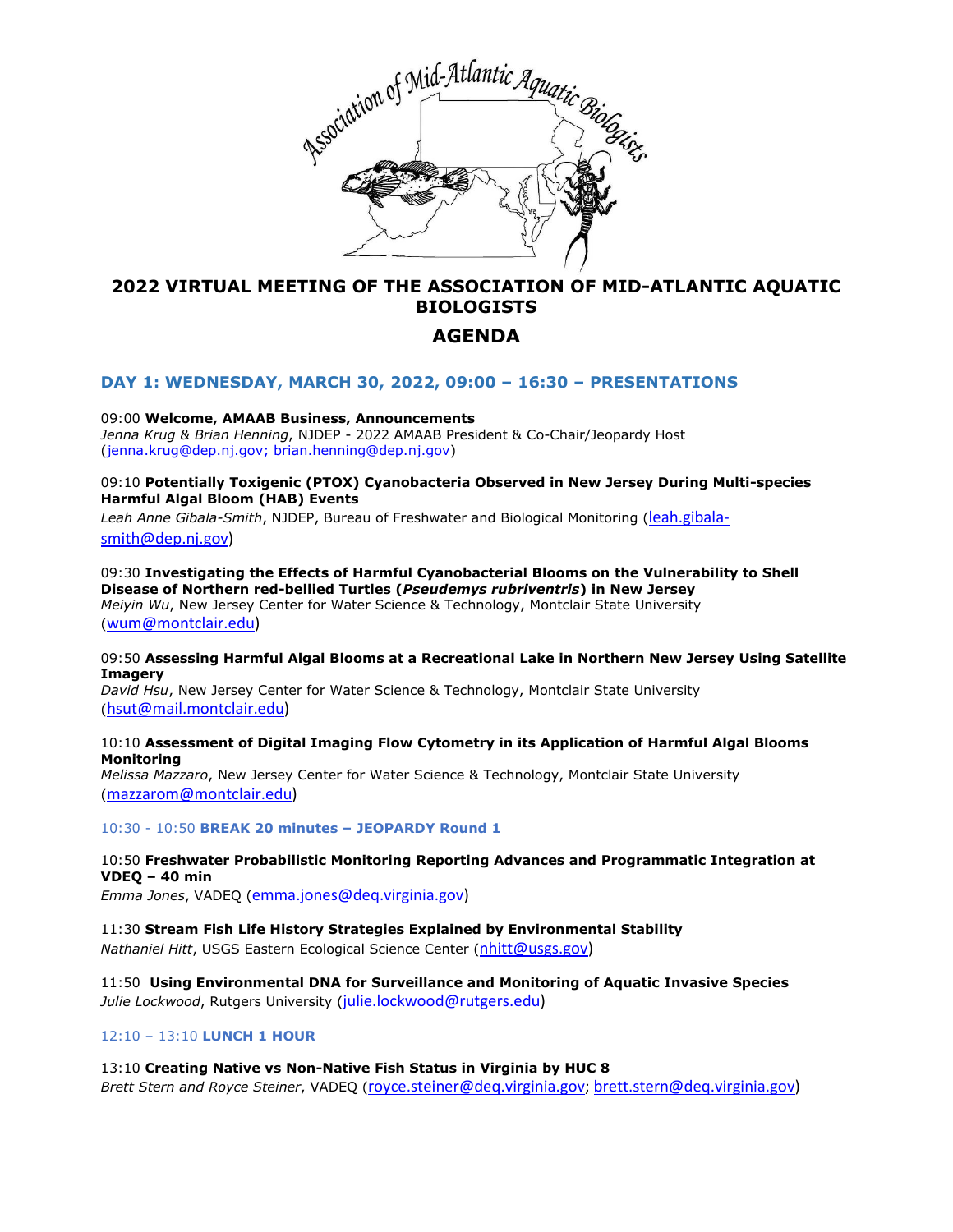# 2022 VIRTUAL MEETING OF THE ASSOCIATION OF MID-ATLANTIC AQUATIC BIOLOGISTS

# AGENDA

## DAY 1: WEDNESDAY, MARCH 30, 2022, 09:00 – 16:30 – PRESENTATIONS

09:00 **Welcome, AMAAB Business, Announcements**
*Jenna Krug & Brian Henning*, NJDEP - 2022 AMAAB President & Co-Chair/Jeopardy Host (jenna.krug@dep.nj.gov; brian.henning@dep.nj.gov)

09:10 **Potentially Toxigenic (PTOX) Cyanobacteria Observed in New Jersey During Multi-species Harmful Algal Bloom (HAB) Events**
*Leah Anne Gibala-Smith*, NJDEP, Bureau of Freshwater and Biological Monitoring (leah.gibala-smith@dep.nj.gov)

09:30 **Investigating the Effects of Harmful Cyanobacterial Blooms on the Vulnerability to Shell Disease of Northern red-bellied Turtles (*Pseudemys rubriventris*) in New Jersey**
*Meiyin Wu*, New Jersey Center for Water Science & Technology, Montclair State University (wum@montclair.edu)

09:50 **Assessing Harmful Algal Blooms at a Recreational Lake in Northern New Jersey Using Satellite Imagery**
*David Hsu*, New Jersey Center for Water Science & Technology, Montclair State University (hsut@mail.montclair.edu)

10:10 **Assessment of Digital Imaging Flow Cytometry in its Application of Harmful Algal Blooms Monitoring**
*Melissa Mazzaro*, New Jersey Center for Water Science & Technology, Montclair State University (mazzarom@montclair.edu)

10:30 - 10:50 **BREAK 20 minutes – JEOPARDY Round 1**

10:50 **Freshwater Probabilistic Monitoring Reporting Advances and Programmatic Integration at VDEQ – 40 min**
*Emma Jones*, VADEQ (emma.jones@deq.virginia.gov)

11:30 **Stream Fish Life History Strategies Explained by Environmental Stability**
*Nathaniel Hitt*, USGS Eastern Ecological Science Center (nhitt@usgs.gov)

11:50 **Using Environmental DNA for Surveillance and Monitoring of Aquatic Invasive Species**
*Julie Lockwood*, Rutgers University (julie.lockwood@rutgers.edu)

12:10 – 13:10 **LUNCH 1 HOUR**

13:10 **Creating Native vs Non-Native Fish Status in Virginia by HUC 8**
*Brett Stern and Royce Steiner*, VADEQ (royce.steiner@deq.virginia.gov; brett.stern@deq.virginia.gov)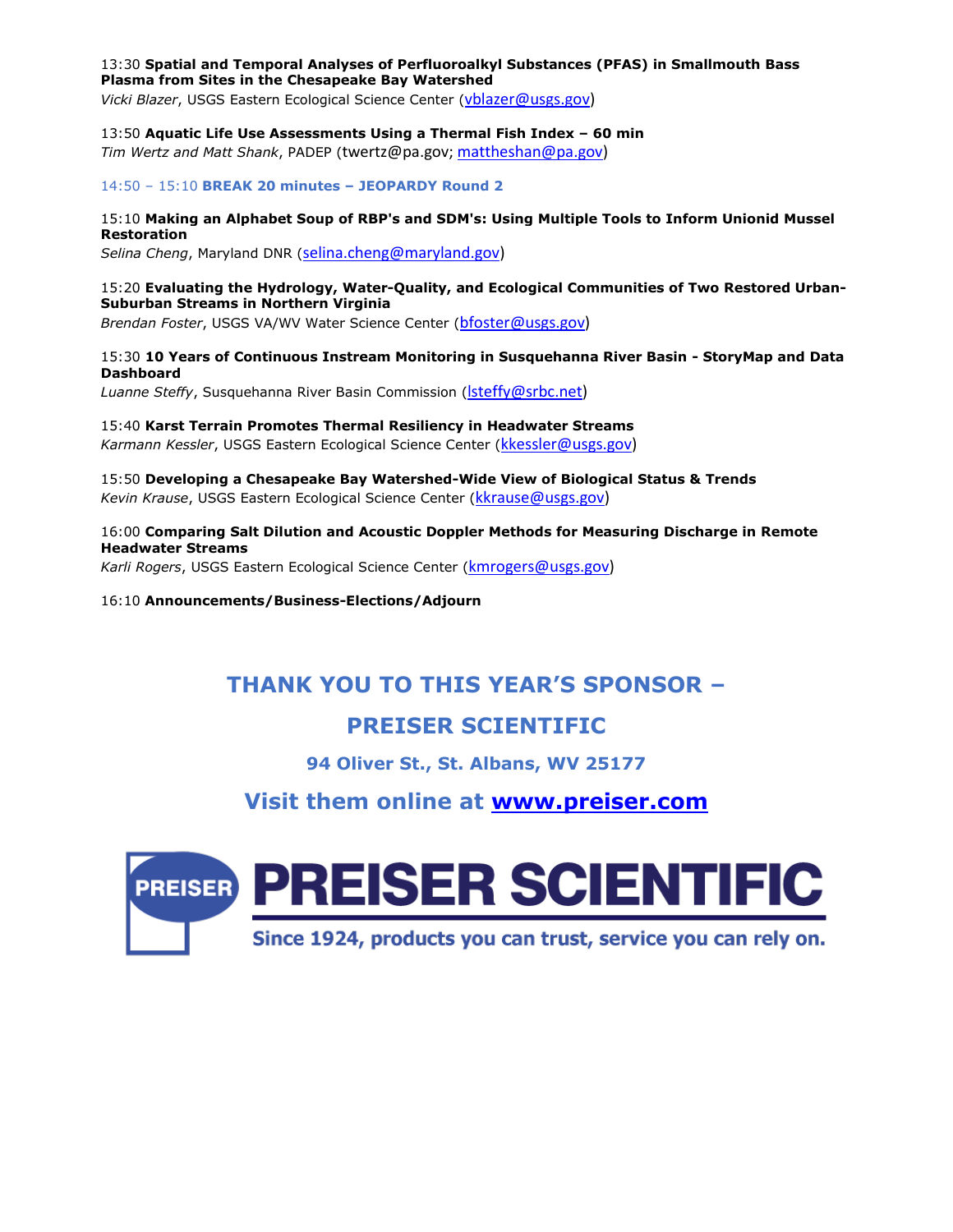13:30 **Spatial and Temporal Analyses of Perfluoroalkyl Substances (PFAS) in Smallmouth Bass Plasma from Sites in the Chesapeake Bay Watershed**
*Vicki Blazer*, USGS Eastern Ecological Science Center (vblazer@usgs.gov)

13:50 **Aquatic Life Use Assessments Using a Thermal Fish Index – 60 min**
*Tim Wertz and Matt Shank*, PADEP (twertz@pa.gov; mattheshan@pa.gov)

14:50 – 15:10 **BREAK 20 minutes – JEOPARDY Round 2**

15:10 **Making an Alphabet Soup of RBP's and SDM's: Using Multiple Tools to Inform Unionid Mussel Restoration**
*Selina Cheng*, Maryland DNR (selina.cheng@maryland.gov)

15:20 **Evaluating the Hydrology, Water-Quality, and Ecological Communities of Two Restored Urban-Suburban Streams in Northern Virginia**
*Brendan Foster*, USGS VA/WV Water Science Center (bfoster@usgs.gov)

15:30 **10 Years of Continuous Instream Monitoring in Susquehanna River Basin - StoryMap and Data Dashboard**
*Luanne Steffy*, Susquehanna River Basin Commission (lsteffy@srbc.net)

15:40 **Karst Terrain Promotes Thermal Resiliency in Headwater Streams**
*Karmann Kessler*, USGS Eastern Ecological Science Center (kkessler@usgs.gov)

15:50 **Developing a Chesapeake Bay Watershed-Wide View of Biological Status & Trends**
*Kevin Krause*, USGS Eastern Ecological Science Center (kkrause@usgs.gov)

16:00 **Comparing Salt Dilution and Acoustic Doppler Methods for Measuring Discharge in Remote Headwater Streams**
*Karli Rogers*, USGS Eastern Ecological Science Center (kmrogers@usgs.gov)

16:10 **Announcements/Business-Elections/Adjourn**

## THANK YOU TO THIS YEAR'S SPONSOR –

## PREISER SCIENTIFIC

**94 Oliver St., St. Albans, WV 25177**

**Visit them online at [www.preiser.com](http://www.preiser.com)**

PREISER **PREISER SCIENTIFIC**

Since 1924, products you can trust, service you can rely on.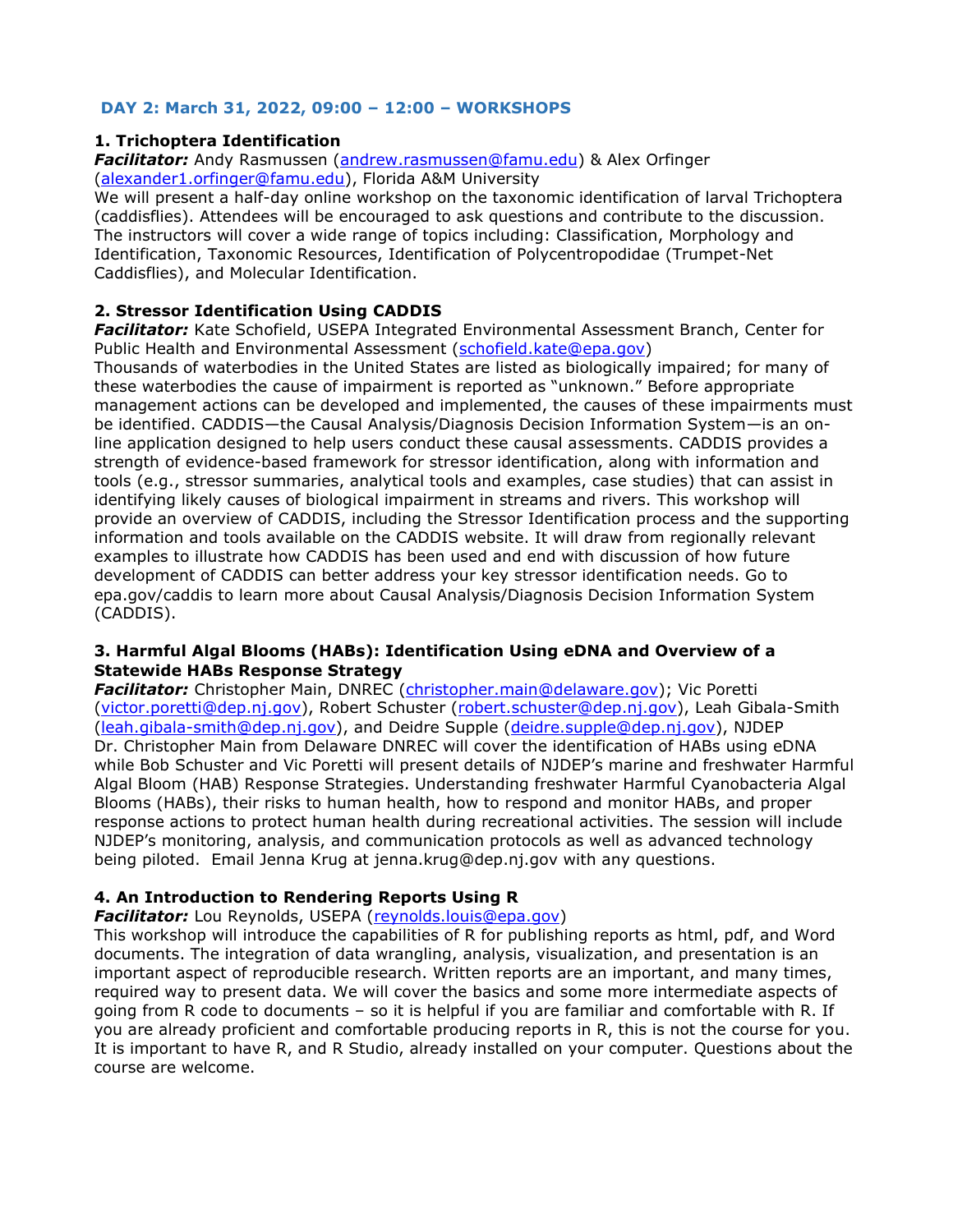## DAY 2: March 31, 2022, 09:00 – 12:00 – WORKSHOPS

### 1. Trichoptera Identification

***Facilitator:*** Andy Rasmussen (andrew.rasmussen@famu.edu) & Alex Orfinger (alexander1.orfinger@famu.edu), Florida A&M University

We will present a half-day online workshop on the taxonomic identification of larval Trichoptera (caddisflies). Attendees will be encouraged to ask questions and contribute to the discussion. The instructors will cover a wide range of topics including: Classification, Morphology and Identification, Taxonomic Resources, Identification of Polycentropodidae (Trumpet-Net Caddisflies), and Molecular Identification.

### 2. Stressor Identification Using CADDIS

***Facilitator:*** Kate Schofield, USEPA Integrated Environmental Assessment Branch, Center for Public Health and Environmental Assessment (schofield.kate@epa.gov)

Thousands of waterbodies in the United States are listed as biologically impaired; for many of these waterbodies the cause of impairment is reported as "unknown." Before appropriate management actions can be developed and implemented, the causes of these impairments must be identified. CADDIS—the Causal Analysis/Diagnosis Decision Information System—is an on-line application designed to help users conduct these causal assessments. CADDIS provides a strength of evidence-based framework for stressor identification, along with information and tools (e.g., stressor summaries, analytical tools and examples, case studies) that can assist in identifying likely causes of biological impairment in streams and rivers. This workshop will provide an overview of CADDIS, including the Stressor Identification process and the supporting information and tools available on the CADDIS website. It will draw from regionally relevant examples to illustrate how CADDIS has been used and end with discussion of how future development of CADDIS can better address your key stressor identification needs. Go to epa.gov/caddis to learn more about Causal Analysis/Diagnosis Decision Information System (CADDIS).

### 3. Harmful Algal Blooms (HABs): Identification Using eDNA and Overview of a Statewide HABs Response Strategy

***Facilitator:*** Christopher Main, DNREC (christopher.main@delaware.gov); Vic Poretti (victor.poretti@dep.nj.gov), Robert Schuster (robert.schuster@dep.nj.gov), Leah Gibala-Smith (leah.gibala-smith@dep.nj.gov), and Deidre Supple (deidre.supple@dep.nj.gov), NJDEP

Dr. Christopher Main from Delaware DNREC will cover the identification of HABs using eDNA while Bob Schuster and Vic Poretti will present details of NJDEP's marine and freshwater Harmful Algal Bloom (HAB) Response Strategies. Understanding freshwater Harmful Cyanobacteria Algal Blooms (HABs), their risks to human health, how to respond and monitor HABs, and proper response actions to protect human health during recreational activities. The session will include NJDEP's monitoring, analysis, and communication protocols as well as advanced technology being piloted. Email Jenna Krug at jenna.krug@dep.nj.gov with any questions.

### 4. An Introduction to Rendering Reports Using R

***Facilitator:*** Lou Reynolds, USEPA (reynolds.louis@epa.gov)

This workshop will introduce the capabilities of R for publishing reports as html, pdf, and Word documents. The integration of data wrangling, analysis, visualization, and presentation is an important aspect of reproducible research. Written reports are an important, and many times, required way to present data. We will cover the basics and some more intermediate aspects of going from R code to documents – so it is helpful if you are familiar and comfortable with R. If you are already proficient and comfortable producing reports in R, this is not the course for you. It is important to have R, and R Studio, already installed on your computer. Questions about the course are welcome.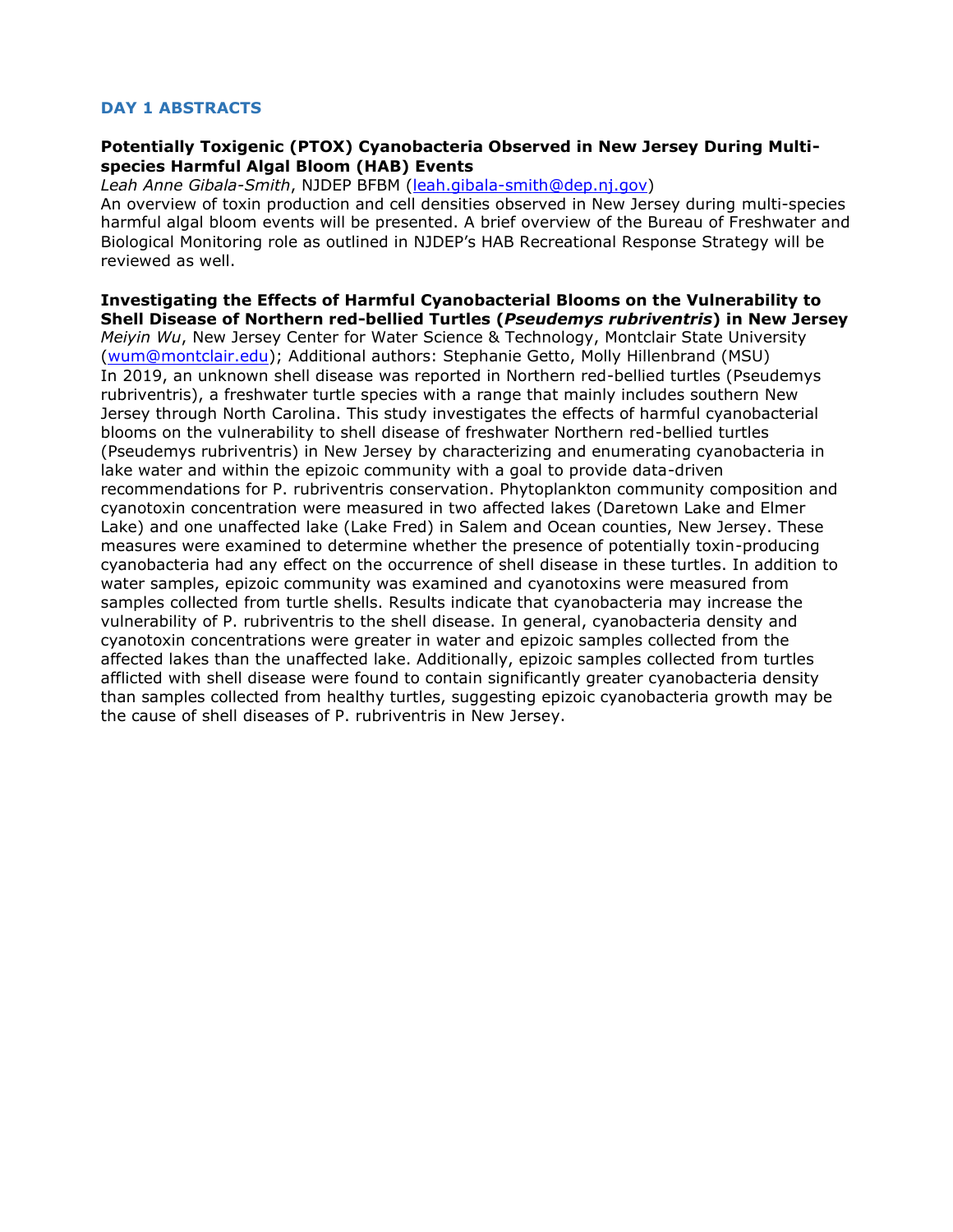## DAY 1 ABSTRACTS

**Potentially Toxigenic (PTOX) Cyanobacteria Observed in New Jersey During Multi-species Harmful Algal Bloom (HAB) Events**
*Leah Anne Gibala-Smith*, NJDEP BFBM (leah.gibala-smith@dep.nj.gov)
An overview of toxin production and cell densities observed in New Jersey during multi-species harmful algal bloom events will be presented. A brief overview of the Bureau of Freshwater and Biological Monitoring role as outlined in NJDEP's HAB Recreational Response Strategy will be reviewed as well.

**Investigating the Effects of Harmful Cyanobacterial Blooms on the Vulnerability to Shell Disease of Northern red-bellied Turtles (*Pseudemys rubriventris*) in New Jersey**
*Meiyin Wu*, New Jersey Center for Water Science & Technology, Montclair State University (wum@montclair.edu); Additional authors: Stephanie Getto, Molly Hillenbrand (MSU)
In 2019, an unknown shell disease was reported in Northern red-bellied turtles (Pseudemys rubriventris), a freshwater turtle species with a range that mainly includes southern New Jersey through North Carolina. This study investigates the effects of harmful cyanobacterial blooms on the vulnerability to shell disease of freshwater Northern red-bellied turtles (Pseudemys rubriventris) in New Jersey by characterizing and enumerating cyanobacteria in lake water and within the epizoic community with a goal to provide data-driven recommendations for P. rubriventris conservation. Phytoplankton community composition and cyanotoxin concentration were measured in two affected lakes (Daretown Lake and Elmer Lake) and one unaffected lake (Lake Fred) in Salem and Ocean counties, New Jersey. These measures were examined to determine whether the presence of potentially toxin-producing cyanobacteria had any effect on the occurrence of shell disease in these turtles. In addition to water samples, epizoic community was examined and cyanotoxins were measured from samples collected from turtle shells. Results indicate that cyanobacteria may increase the vulnerability of P. rubriventris to the shell disease. In general, cyanobacteria density and cyanotoxin concentrations were greater in water and epizoic samples collected from the affected lakes than the unaffected lake. Additionally, epizoic samples collected from turtles afflicted with shell disease were found to contain significantly greater cyanobacteria density than samples collected from healthy turtles, suggesting epizoic cyanobacteria growth may be the cause of shell diseases of P. rubriventris in New Jersey.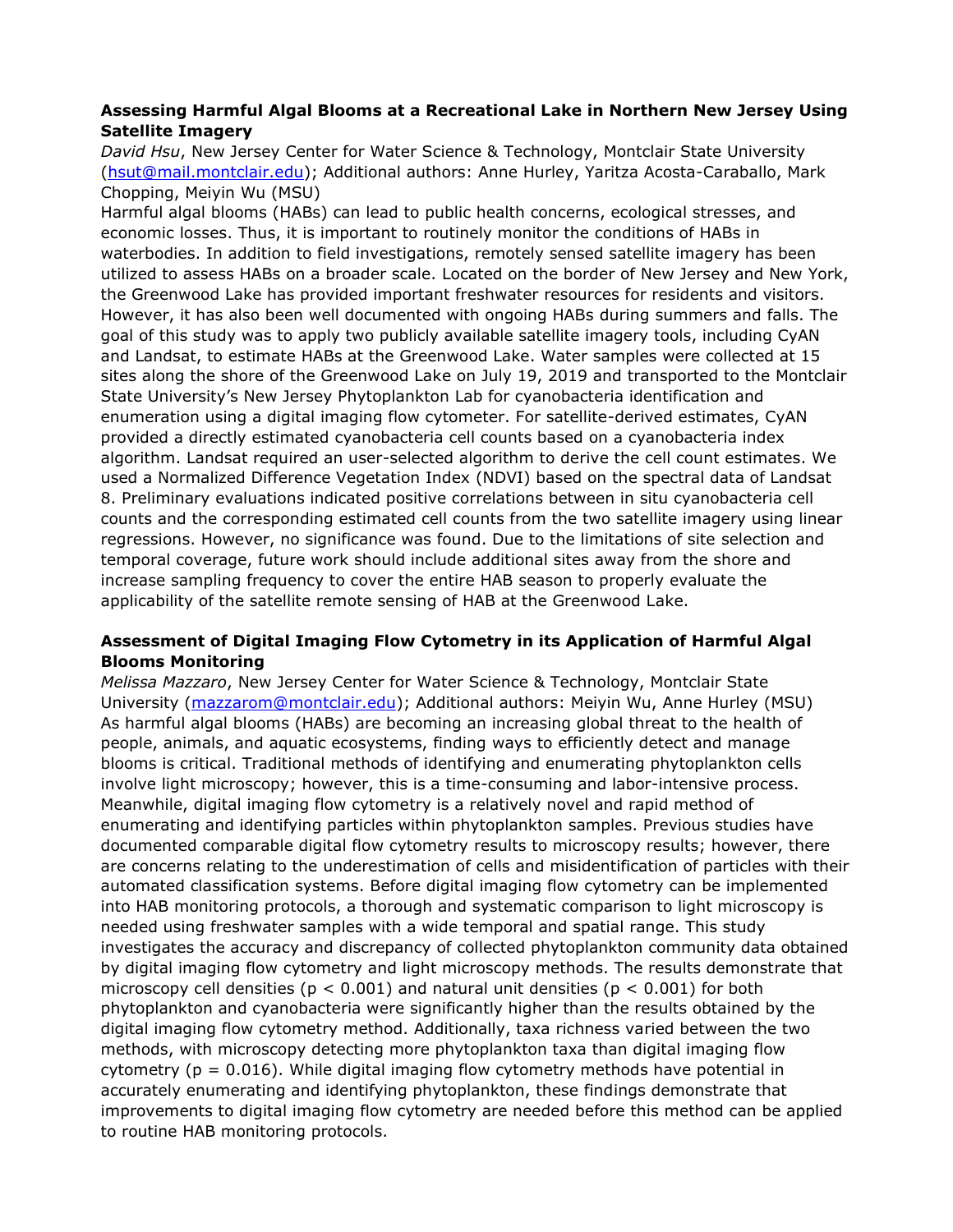**Assessing Harmful Algal Blooms at a Recreational Lake in Northern New Jersey Using Satellite Imagery**

*David Hsu*, New Jersey Center for Water Science & Technology, Montclair State University (hsut@mail.montclair.edu); Additional authors: Anne Hurley, Yaritza Acosta-Caraballo, Mark Chopping, Meiyin Wu (MSU)

Harmful algal blooms (HABs) can lead to public health concerns, ecological stresses, and economic losses. Thus, it is important to routinely monitor the conditions of HABs in waterbodies. In addition to field investigations, remotely sensed satellite imagery has been utilized to assess HABs on a broader scale. Located on the border of New Jersey and New York, the Greenwood Lake has provided important freshwater resources for residents and visitors. However, it has also been well documented with ongoing HABs during summers and falls. The goal of this study was to apply two publicly available satellite imagery tools, including CyAN and Landsat, to estimate HABs at the Greenwood Lake. Water samples were collected at 15 sites along the shore of the Greenwood Lake on July 19, 2019 and transported to the Montclair State University's New Jersey Phytoplankton Lab for cyanobacteria identification and enumeration using a digital imaging flow cytometer. For satellite-derived estimates, CyAN provided a directly estimated cyanobacteria cell counts based on a cyanobacteria index algorithm. Landsat required an user-selected algorithm to derive the cell count estimates. We used a Normalized Difference Vegetation Index (NDVI) based on the spectral data of Landsat 8. Preliminary evaluations indicated positive correlations between in situ cyanobacteria cell counts and the corresponding estimated cell counts from the two satellite imagery using linear regressions. However, no significance was found. Due to the limitations of site selection and temporal coverage, future work should include additional sites away from the shore and increase sampling frequency to cover the entire HAB season to properly evaluate the applicability of the satellite remote sensing of HAB at the Greenwood Lake.

**Assessment of Digital Imaging Flow Cytometry in its Application of Harmful Algal Blooms Monitoring**

*Melissa Mazzaro*, New Jersey Center for Water Science & Technology, Montclair State University (mazzarom@montclair.edu); Additional authors: Meiyin Wu, Anne Hurley (MSU)

As harmful algal blooms (HABs) are becoming an increasing global threat to the health of people, animals, and aquatic ecosystems, finding ways to efficiently detect and manage blooms is critical. Traditional methods of identifying and enumerating phytoplankton cells involve light microscopy; however, this is a time-consuming and labor-intensive process. Meanwhile, digital imaging flow cytometry is a relatively novel and rapid method of enumerating and identifying particles within phytoplankton samples. Previous studies have documented comparable digital flow cytometry results to microscopy results; however, there are concerns relating to the underestimation of cells and misidentification of particles with their automated classification systems. Before digital imaging flow cytometry can be implemented into HAB monitoring protocols, a thorough and systematic comparison to light microscopy is needed using freshwater samples with a wide temporal and spatial range. This study investigates the accuracy and discrepancy of collected phytoplankton community data obtained by digital imaging flow cytometry and light microscopy methods. The results demonstrate that microscopy cell densities ($p < 0.001$) and natural unit densities ($p < 0.001$) for both phytoplankton and cyanobacteria were significantly higher than the results obtained by the digital imaging flow cytometry method. Additionally, taxa richness varied between the two methods, with microscopy detecting more phytoplankton taxa than digital imaging flow cytometry ($p = 0.016$). While digital imaging flow cytometry methods have potential in accurately enumerating and identifying phytoplankton, these findings demonstrate that improvements to digital imaging flow cytometry are needed before this method can be applied to routine HAB monitoring protocols.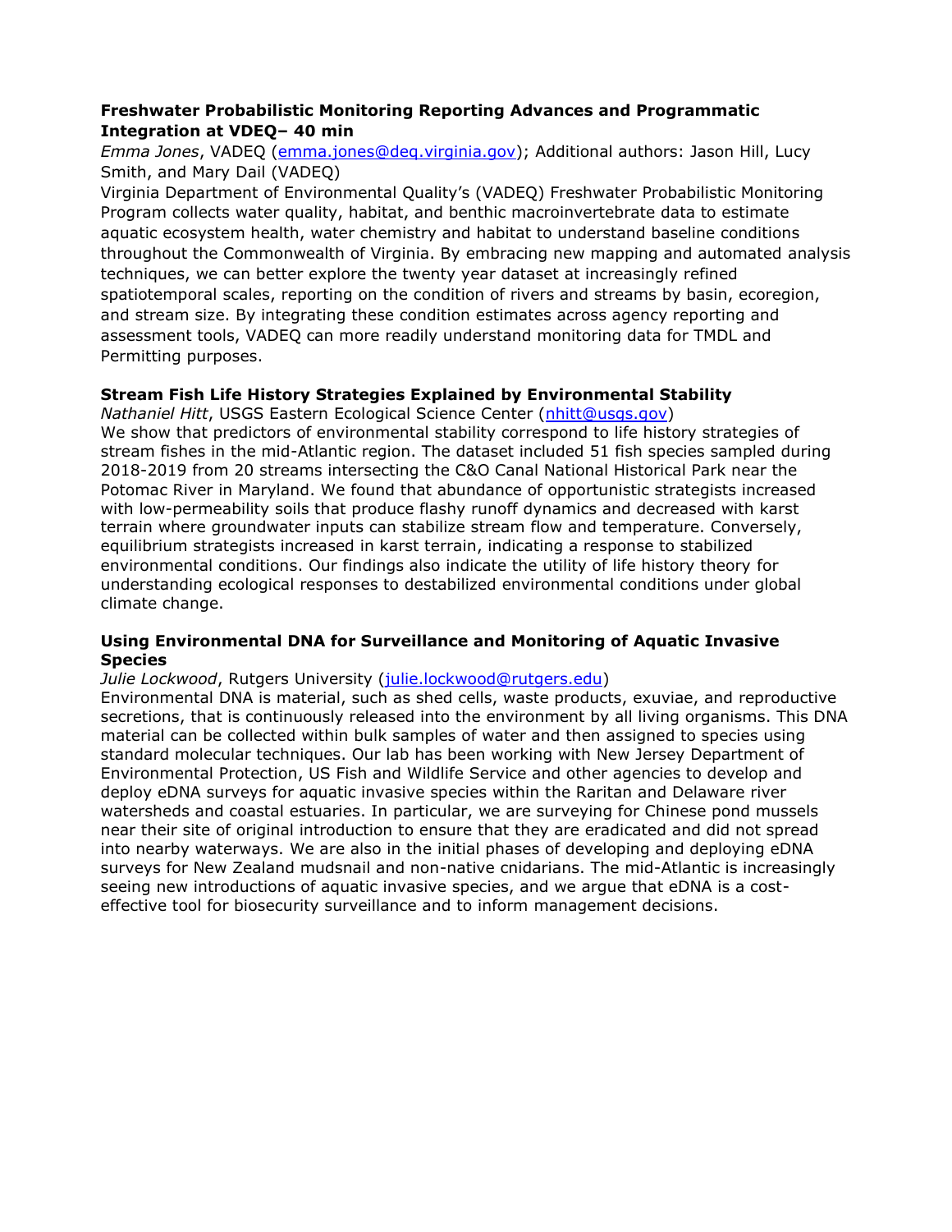**Freshwater Probabilistic Monitoring Reporting Advances and Programmatic Integration at VDEQ– 40 min**

*Emma Jones*, VADEQ (emma.jones@deq.virginia.gov); Additional authors: Jason Hill, Lucy Smith, and Mary Dail (VADEQ)

Virginia Department of Environmental Quality's (VADEQ) Freshwater Probabilistic Monitoring Program collects water quality, habitat, and benthic macroinvertebrate data to estimate aquatic ecosystem health, water chemistry and habitat to understand baseline conditions throughout the Commonwealth of Virginia. By embracing new mapping and automated analysis techniques, we can better explore the twenty year dataset at increasingly refined spatiotemporal scales, reporting on the condition of rivers and streams by basin, ecoregion, and stream size. By integrating these condition estimates across agency reporting and assessment tools, VADEQ can more readily understand monitoring data for TMDL and Permitting purposes.

**Stream Fish Life History Strategies Explained by Environmental Stability**

*Nathaniel Hitt*, USGS Eastern Ecological Science Center (nhitt@usgs.gov)

We show that predictors of environmental stability correspond to life history strategies of stream fishes in the mid-Atlantic region. The dataset included 51 fish species sampled during 2018-2019 from 20 streams intersecting the C&O Canal National Historical Park near the Potomac River in Maryland. We found that abundance of opportunistic strategists increased with low-permeability soils that produce flashy runoff dynamics and decreased with karst terrain where groundwater inputs can stabilize stream flow and temperature. Conversely, equilibrium strategists increased in karst terrain, indicating a response to stabilized environmental conditions. Our findings also indicate the utility of life history theory for understanding ecological responses to destabilized environmental conditions under global climate change.

**Using Environmental DNA for Surveillance and Monitoring of Aquatic Invasive Species**

*Julie Lockwood*, Rutgers University (julie.lockwood@rutgers.edu)

Environmental DNA is material, such as shed cells, waste products, exuviae, and reproductive secretions, that is continuously released into the environment by all living organisms. This DNA material can be collected within bulk samples of water and then assigned to species using standard molecular techniques. Our lab has been working with New Jersey Department of Environmental Protection, US Fish and Wildlife Service and other agencies to develop and deploy eDNA surveys for aquatic invasive species within the Raritan and Delaware river watersheds and coastal estuaries. In particular, we are surveying for Chinese pond mussels near their site of original introduction to ensure that they are eradicated and did not spread into nearby waterways. We are also in the initial phases of developing and deploying eDNA surveys for New Zealand mudsnail and non-native cnidarians. The mid-Atlantic is increasingly seeing new introductions of aquatic invasive species, and we argue that eDNA is a cost-effective tool for biosecurity surveillance and to inform management decisions.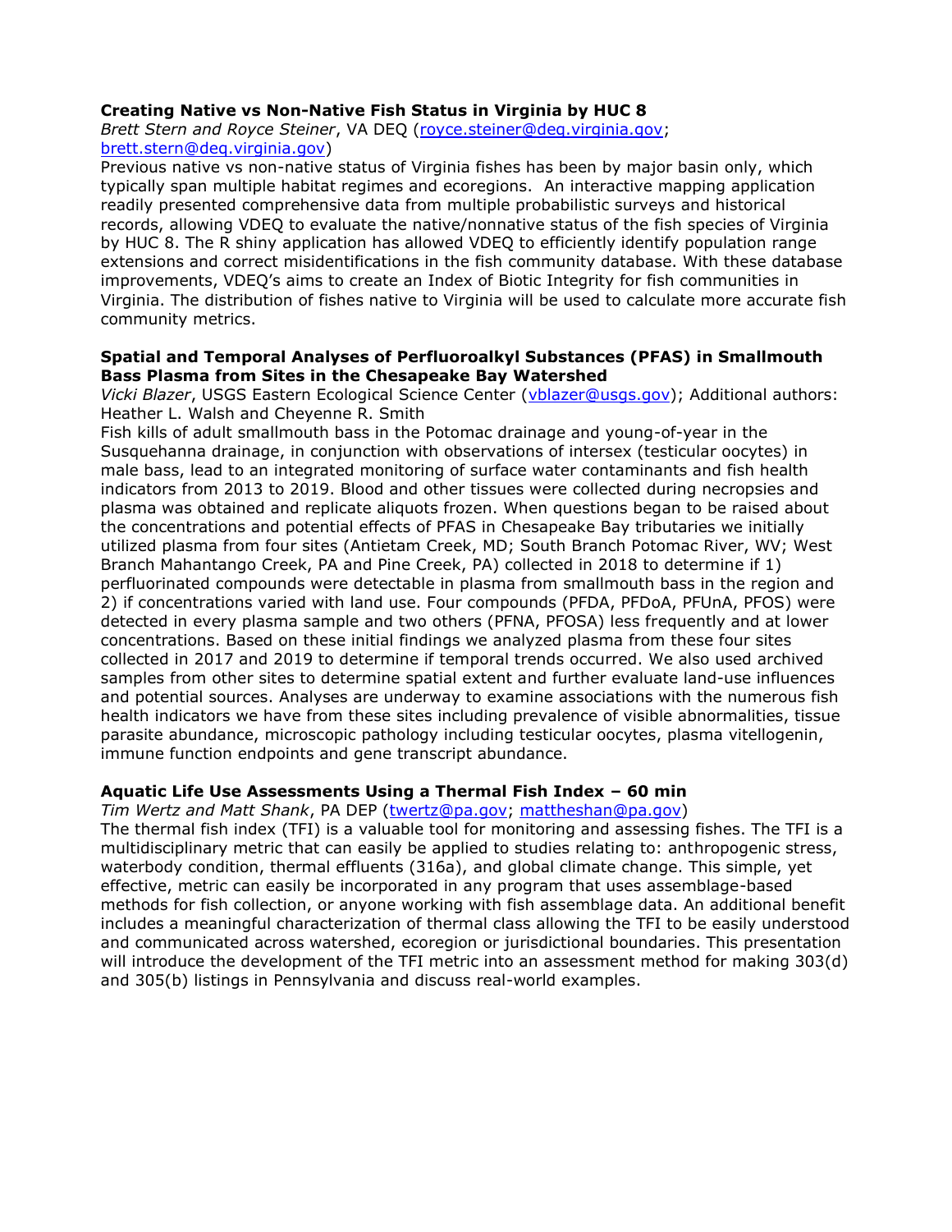**Creating Native vs Non-Native Fish Status in Virginia by HUC 8**

*Brett Stern and Royce Steiner*, VA DEQ (royce.steiner@deq.virginia.gov; brett.stern@deq.virginia.gov)

Previous native vs non-native status of Virginia fishes has been by major basin only, which typically span multiple habitat regimes and ecoregions. An interactive mapping application readily presented comprehensive data from multiple probabilistic surveys and historical records, allowing VDEQ to evaluate the native/nonnative status of the fish species of Virginia by HUC 8. The R shiny application has allowed VDEQ to efficiently identify population range extensions and correct misidentifications in the fish community database. With these database improvements, VDEQ's aims to create an Index of Biotic Integrity for fish communities in Virginia. The distribution of fishes native to Virginia will be used to calculate more accurate fish community metrics.

**Spatial and Temporal Analyses of Perfluoroalkyl Substances (PFAS) in Smallmouth Bass Plasma from Sites in the Chesapeake Bay Watershed**

*Vicki Blazer*, USGS Eastern Ecological Science Center (vblazer@usgs.gov); Additional authors: Heather L. Walsh and Cheyenne R. Smith

Fish kills of adult smallmouth bass in the Potomac drainage and young-of-year in the Susquehanna drainage, in conjunction with observations of intersex (testicular oocytes) in male bass, lead to an integrated monitoring of surface water contaminants and fish health indicators from 2013 to 2019. Blood and other tissues were collected during necropsies and plasma was obtained and replicate aliquots frozen. When questions began to be raised about the concentrations and potential effects of PFAS in Chesapeake Bay tributaries we initially utilized plasma from four sites (Antietam Creek, MD; South Branch Potomac River, WV; West Branch Mahantango Creek, PA and Pine Creek, PA) collected in 2018 to determine if 1) perfluorinated compounds were detectable in plasma from smallmouth bass in the region and 2) if concentrations varied with land use. Four compounds (PFDA, PFDoA, PFUnA, PFOS) were detected in every plasma sample and two others (PFNA, PFOSA) less frequently and at lower concentrations. Based on these initial findings we analyzed plasma from these four sites collected in 2017 and 2019 to determine if temporal trends occurred. We also used archived samples from other sites to determine spatial extent and further evaluate land-use influences and potential sources. Analyses are underway to examine associations with the numerous fish health indicators we have from these sites including prevalence of visible abnormalities, tissue parasite abundance, microscopic pathology including testicular oocytes, plasma vitellogenin, immune function endpoints and gene transcript abundance.

**Aquatic Life Use Assessments Using a Thermal Fish Index – 60 min**

*Tim Wertz and Matt Shank*, PA DEP (twertz@pa.gov; mattheshan@pa.gov)

The thermal fish index (TFI) is a valuable tool for monitoring and assessing fishes. The TFI is a multidisciplinary metric that can easily be applied to studies relating to: anthropogenic stress, waterbody condition, thermal effluents (316a), and global climate change. This simple, yet effective, metric can easily be incorporated in any program that uses assemblage-based methods for fish collection, or anyone working with fish assemblage data. An additional benefit includes a meaningful characterization of thermal class allowing the TFI to be easily understood and communicated across watershed, ecoregion or jurisdictional boundaries. This presentation will introduce the development of the TFI metric into an assessment method for making 303(d) and 305(b) listings in Pennsylvania and discuss real-world examples.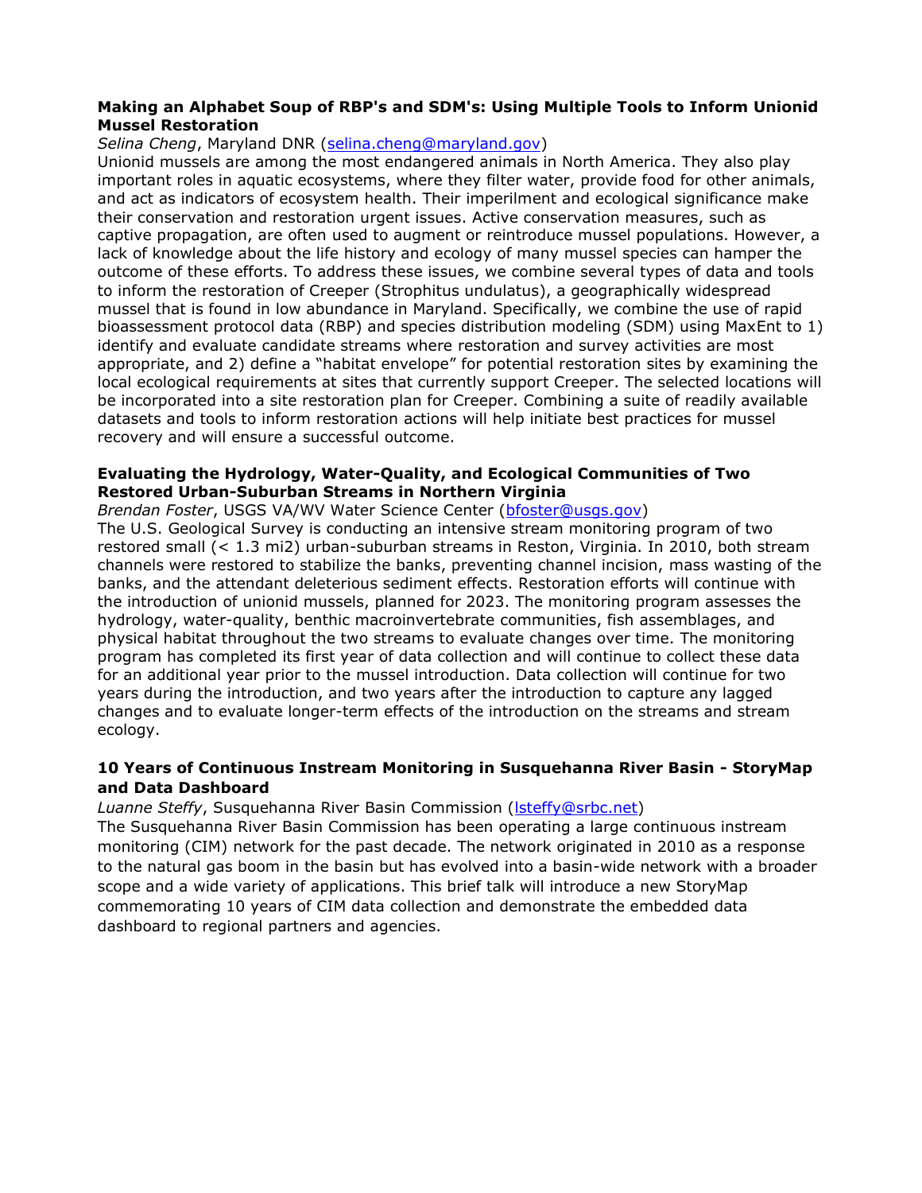**Making an Alphabet Soup of RBP's and SDM's: Using Multiple Tools to Inform Unionid Mussel Restoration**

*Selina Cheng*, Maryland DNR (selina.cheng@maryland.gov)

Unionid mussels are among the most endangered animals in North America. They also play important roles in aquatic ecosystems, where they filter water, provide food for other animals, and act as indicators of ecosystem health. Their imperilment and ecological significance make their conservation and restoration urgent issues. Active conservation measures, such as captive propagation, are often used to augment or reintroduce mussel populations. However, a lack of knowledge about the life history and ecology of many mussel species can hamper the outcome of these efforts. To address these issues, we combine several types of data and tools to inform the restoration of Creeper (Strophitus undulatus), a geographically widespread mussel that is found in low abundance in Maryland. Specifically, we combine the use of rapid bioassessment protocol data (RBP) and species distribution modeling (SDM) using MaxEnt to 1) identify and evaluate candidate streams where restoration and survey activities are most appropriate, and 2) define a "habitat envelope" for potential restoration sites by examining the local ecological requirements at sites that currently support Creeper. The selected locations will be incorporated into a site restoration plan for Creeper. Combining a suite of readily available datasets and tools to inform restoration actions will help initiate best practices for mussel recovery and will ensure a successful outcome.

**Evaluating the Hydrology, Water-Quality, and Ecological Communities of Two Restored Urban-Suburban Streams in Northern Virginia**

*Brendan Foster*, USGS VA/WV Water Science Center (bfoster@usgs.gov)

The U.S. Geological Survey is conducting an intensive stream monitoring program of two restored small (< 1.3 mi2) urban-suburban streams in Reston, Virginia. In 2010, both stream channels were restored to stabilize the banks, preventing channel incision, mass wasting of the banks, and the attendant deleterious sediment effects. Restoration efforts will continue with the introduction of unionid mussels, planned for 2023. The monitoring program assesses the hydrology, water-quality, benthic macroinvertebrate communities, fish assemblages, and physical habitat throughout the two streams to evaluate changes over time. The monitoring program has completed its first year of data collection and will continue to collect these data for an additional year prior to the mussel introduction. Data collection will continue for two years during the introduction, and two years after the introduction to capture any lagged changes and to evaluate longer-term effects of the introduction on the streams and stream ecology.

**10 Years of Continuous Instream Monitoring in Susquehanna River Basin - StoryMap and Data Dashboard**

*Luanne Steffy*, Susquehanna River Basin Commission (lsteffy@srbc.net)

The Susquehanna River Basin Commission has been operating a large continuous instream monitoring (CIM) network for the past decade. The network originated in 2010 as a response to the natural gas boom in the basin but has evolved into a basin-wide network with a broader scope and a wide variety of applications. This brief talk will introduce a new StoryMap commemorating 10 years of CIM data collection and demonstrate the embedded data dashboard to regional partners and agencies.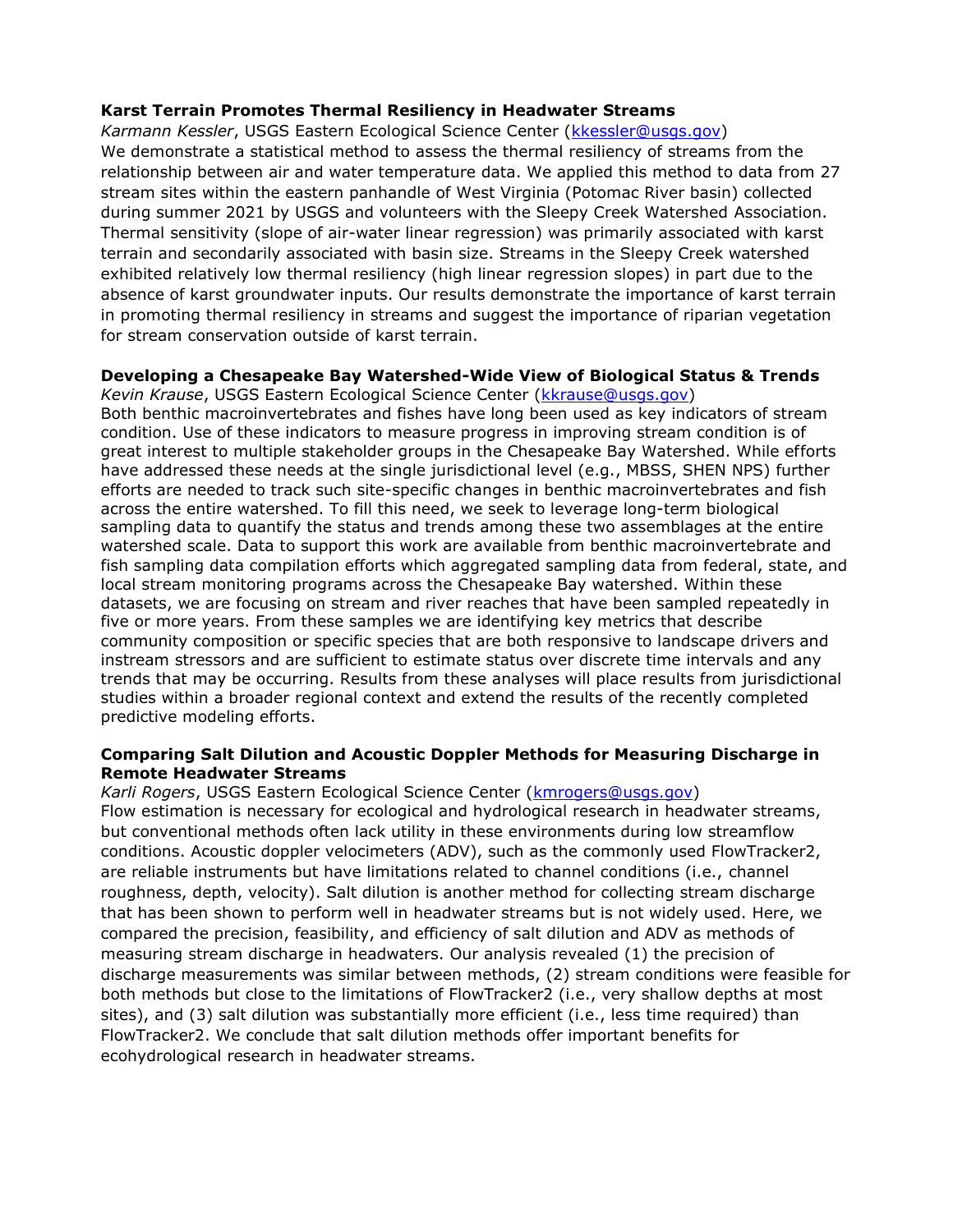**Karst Terrain Promotes Thermal Resiliency in Headwater Streams**

*Karmann Kessler*, USGS Eastern Ecological Science Center (kkessler@usgs.gov)

We demonstrate a statistical method to assess the thermal resiliency of streams from the relationship between air and water temperature data. We applied this method to data from 27 stream sites within the eastern panhandle of West Virginia (Potomac River basin) collected during summer 2021 by USGS and volunteers with the Sleepy Creek Watershed Association. Thermal sensitivity (slope of air-water linear regression) was primarily associated with karst terrain and secondarily associated with basin size. Streams in the Sleepy Creek watershed exhibited relatively low thermal resiliency (high linear regression slopes) in part due to the absence of karst groundwater inputs. Our results demonstrate the importance of karst terrain in promoting thermal resiliency in streams and suggest the importance of riparian vegetation for stream conservation outside of karst terrain.

**Developing a Chesapeake Bay Watershed-Wide View of Biological Status & Trends**

*Kevin Krause*, USGS Eastern Ecological Science Center (kkrause@usgs.gov)

Both benthic macroinvertebrates and fishes have long been used as key indicators of stream condition. Use of these indicators to measure progress in improving stream condition is of great interest to multiple stakeholder groups in the Chesapeake Bay Watershed. While efforts have addressed these needs at the single jurisdictional level (e.g., MBSS, SHEN NPS) further efforts are needed to track such site-specific changes in benthic macroinvertebrates and fish across the entire watershed. To fill this need, we seek to leverage long-term biological sampling data to quantify the status and trends among these two assemblages at the entire watershed scale. Data to support this work are available from benthic macroinvertebrate and fish sampling data compilation efforts which aggregated sampling data from federal, state, and local stream monitoring programs across the Chesapeake Bay watershed. Within these datasets, we are focusing on stream and river reaches that have been sampled repeatedly in five or more years. From these samples we are identifying key metrics that describe community composition or specific species that are both responsive to landscape drivers and instream stressors and are sufficient to estimate status over discrete time intervals and any trends that may be occurring. Results from these analyses will place results from jurisdictional studies within a broader regional context and extend the results of the recently completed predictive modeling efforts.

**Comparing Salt Dilution and Acoustic Doppler Methods for Measuring Discharge in Remote Headwater Streams**

*Karli Rogers*, USGS Eastern Ecological Science Center (kmrogers@usgs.gov)

Flow estimation is necessary for ecological and hydrological research in headwater streams, but conventional methods often lack utility in these environments during low streamflow conditions. Acoustic doppler velocimeters (ADV), such as the commonly used FlowTracker2, are reliable instruments but have limitations related to channel conditions (i.e., channel roughness, depth, velocity). Salt dilution is another method for collecting stream discharge that has been shown to perform well in headwater streams but is not widely used. Here, we compared the precision, feasibility, and efficiency of salt dilution and ADV as methods of measuring stream discharge in headwaters. Our analysis revealed (1) the precision of discharge measurements was similar between methods, (2) stream conditions were feasible for both methods but close to the limitations of FlowTracker2 (i.e., very shallow depths at most sites), and (3) salt dilution was substantially more efficient (i.e., less time required) than FlowTracker2. We conclude that salt dilution methods offer important benefits for ecohydrological research in headwater streams.